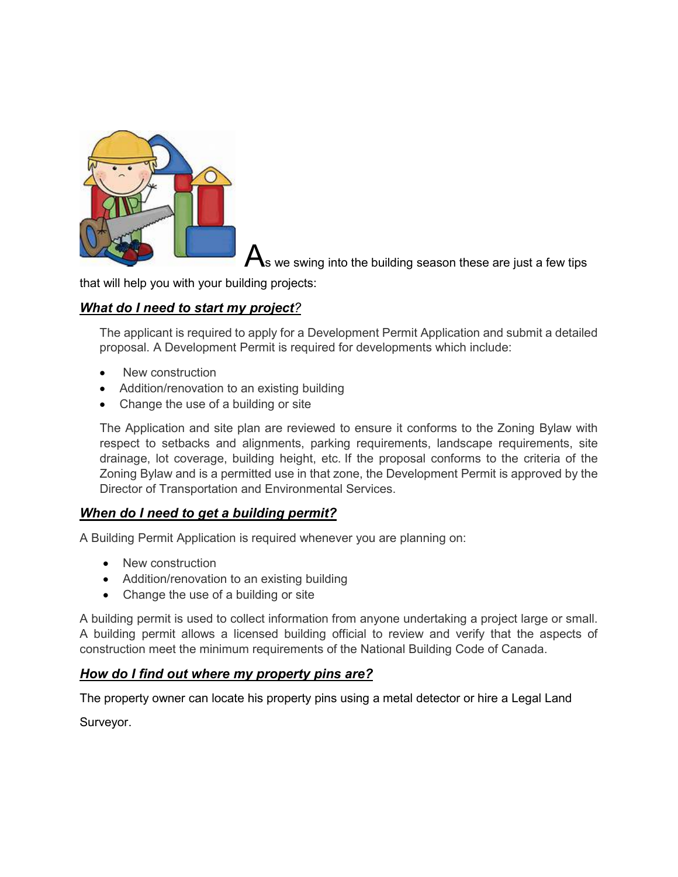As we swing into the building season these are just a few tips that will help you with your building projects:

## ***What do I need to start my project?***

The applicant is required to apply for a Development Permit Application and submit a detailed proposal. A Development Permit is required for developments which include:

- New construction
- Addition/renovation to an existing building
- Change the use of a building or site

The Application and site plan are reviewed to ensure it conforms to the Zoning Bylaw with respect to setbacks and alignments, parking requirements, landscape requirements, site drainage, lot coverage, building height, etc. If the proposal conforms to the criteria of the Zoning Bylaw and is a permitted use in that zone, the Development Permit is approved by the Director of Transportation and Environmental Services.

## ***When do I need to get a building permit?***

A Building Permit Application is required whenever you are planning on:

- New construction
- Addition/renovation to an existing building
- Change the use of a building or site

A building permit is used to collect information from anyone undertaking a project large or small. A building permit allows a licensed building official to review and verify that the aspects of construction meet the minimum requirements of the National Building Code of Canada.

## ***How do I find out where my property pins are?***

The property owner can locate his property pins using a metal detector or hire a Legal Land Surveyor.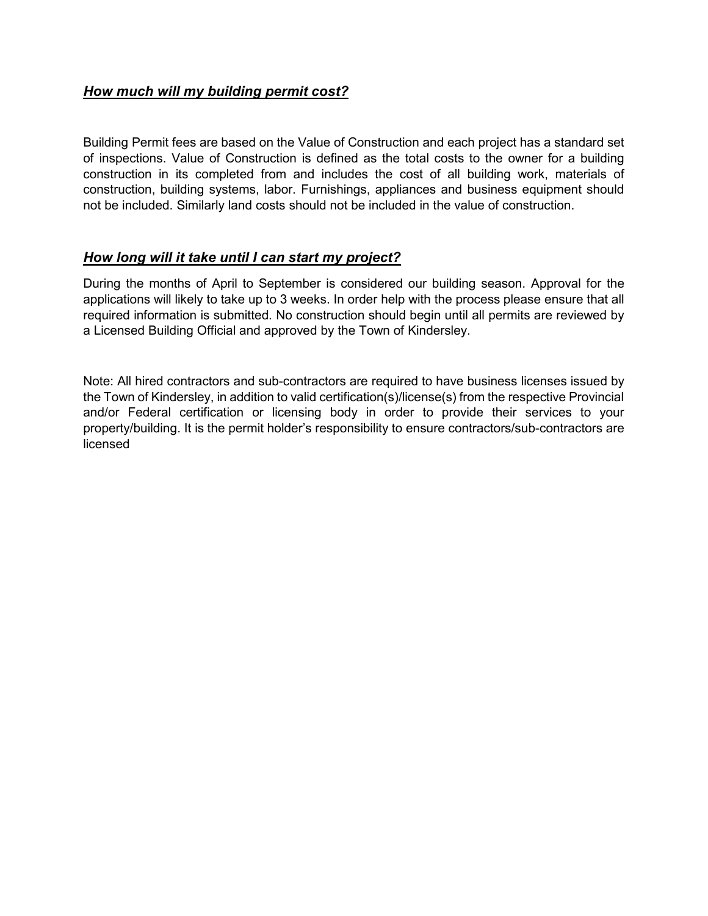### ***How much will my building permit cost?***

Building Permit fees are based on the Value of Construction and each project has a standard set of inspections. Value of Construction is defined as the total costs to the owner for a building construction in its completed from and includes the cost of all building work, materials of construction, building systems, labor. Furnishings, appliances and business equipment should not be included. Similarly land costs should not be included in the value of construction.

### ***How long will it take until I can start my project?***

During the months of April to September is considered our building season. Approval for the applications will likely to take up to 3 weeks. In order help with the process please ensure that all required information is submitted. No construction should begin until all permits are reviewed by a Licensed Building Official and approved by the Town of Kindersley.

Note: All hired contractors and sub-contractors are required to have business licenses issued by the Town of Kindersley, in addition to valid certification(s)/license(s) from the respective Provincial and/or Federal certification or licensing body in order to provide their services to your property/building. It is the permit holder's responsibility to ensure contractors/sub-contractors are licensed